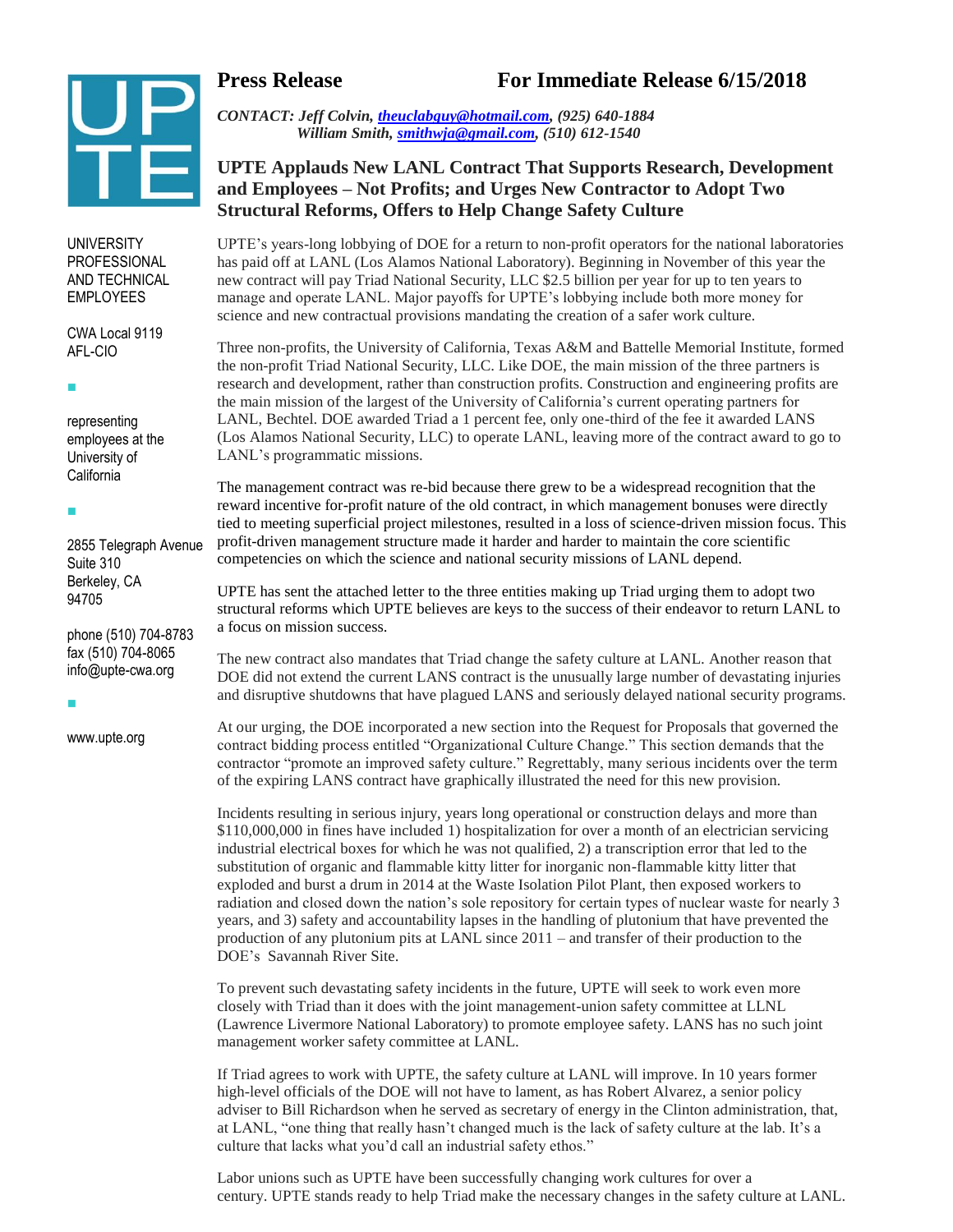UPTE

UNIVERSITY PROFESSIONAL AND TECHNICAL EMPLOYEES

CWA Local 9119
AFL-CIO

representing employees at the University of California

2855 Telegraph Avenue
Suite 310
Berkeley, CA
94705

phone (510) 704-8783
fax (510) 704-8065
info@upte-cwa.org

www.upte.org

# Press Release — For Immediate Release 6/15/2018

*CONTACT: Jeff Colvin, theuclabguy@hotmail.com, (925) 640-1884*
*William Smith, smithwja@gmail.com, (510) 612-1540*

## UPTE Applauds New LANL Contract That Supports Research, Development and Employees – Not Profits; and Urges New Contractor to Adopt Two Structural Reforms, Offers to Help Change Safety Culture

UPTE's years-long lobbying of DOE for a return to non-profit operators for the national laboratories has paid off at LANL (Los Alamos National Laboratory). Beginning in November of this year the new contract will pay Triad National Security, LLC $2.5 billion per year for up to ten years to manage and operate LANL. Major payoffs for UPTE's lobbying include both more money for science and new contractual provisions mandating the creation of a safer work culture.

Three non-profits, the University of California, Texas A&M and Battelle Memorial Institute, formed the non-profit Triad National Security, LLC. Like DOE, the main mission of the three partners is research and development, rather than construction profits. Construction and engineering profits are the main mission of the largest of the University of California's current operating partners for LANL, Bechtel. DOE awarded Triad a 1 percent fee, only one-third of the fee it awarded LANS (Los Alamos National Security, LLC) to operate LANL, leaving more of the contract award to go to LANL's programmatic missions.

The management contract was re-bid because there grew to be a widespread recognition that the reward incentive for-profit nature of the old contract, in which management bonuses were directly tied to meeting superficial project milestones, resulted in a loss of science-driven mission focus. This profit-driven management structure made it harder and harder to maintain the core scientific competencies on which the science and national security missions of LANL depend.

UPTE has sent the attached letter to the three entities making up Triad urging them to adopt two structural reforms which UPTE believes are keys to the success of their endeavor to return LANL to a focus on mission success.

The new contract also mandates that Triad change the safety culture at LANL. Another reason that DOE did not extend the current LANS contract is the unusually large number of devastating injuries and disruptive shutdowns that have plagued LANS and seriously delayed national security programs.

At our urging, the DOE incorporated a new section into the Request for Proposals that governed the contract bidding process entitled "Organizational Culture Change." This section demands that the contractor "promote an improved safety culture." Regrettably, many serious incidents over the term of the expiring LANS contract have graphically illustrated the need for this new provision.

Incidents resulting in serious injury, years long operational or construction delays and more than $110,000,000 in fines have included 1) hospitalization for over a month of an electrician servicing industrial electrical boxes for which he was not qualified, 2) a transcription error that led to the substitution of organic and flammable kitty litter for inorganic non-flammable kitty litter that exploded and burst a drum in 2014 at the Waste Isolation Pilot Plant, then exposed workers to radiation and closed down the nation's sole repository for certain types of nuclear waste for nearly 3 years, and 3) safety and accountability lapses in the handling of plutonium that have prevented the production of any plutonium pits at LANL since 2011 – and transfer of their production to the DOE's Savannah River Site.

To prevent such devastating safety incidents in the future, UPTE will seek to work even more closely with Triad than it does with the joint management-union safety committee at LLNL (Lawrence Livermore National Laboratory) to promote employee safety. LANS has no such joint management worker safety committee at LANL.

If Triad agrees to work with UPTE, the safety culture at LANL will improve. In 10 years former high-level officials of the DOE will not have to lament, as has Robert Alvarez, a senior policy adviser to Bill Richardson when he served as secretary of energy in the Clinton administration, that, at LANL, "one thing that really hasn't changed much is the lack of safety culture at the lab. It's a culture that lacks what you'd call an industrial safety ethos."

Labor unions such as UPTE have been successfully changing work cultures for over a century. UPTE stands ready to help Triad make the necessary changes in the safety culture at LANL.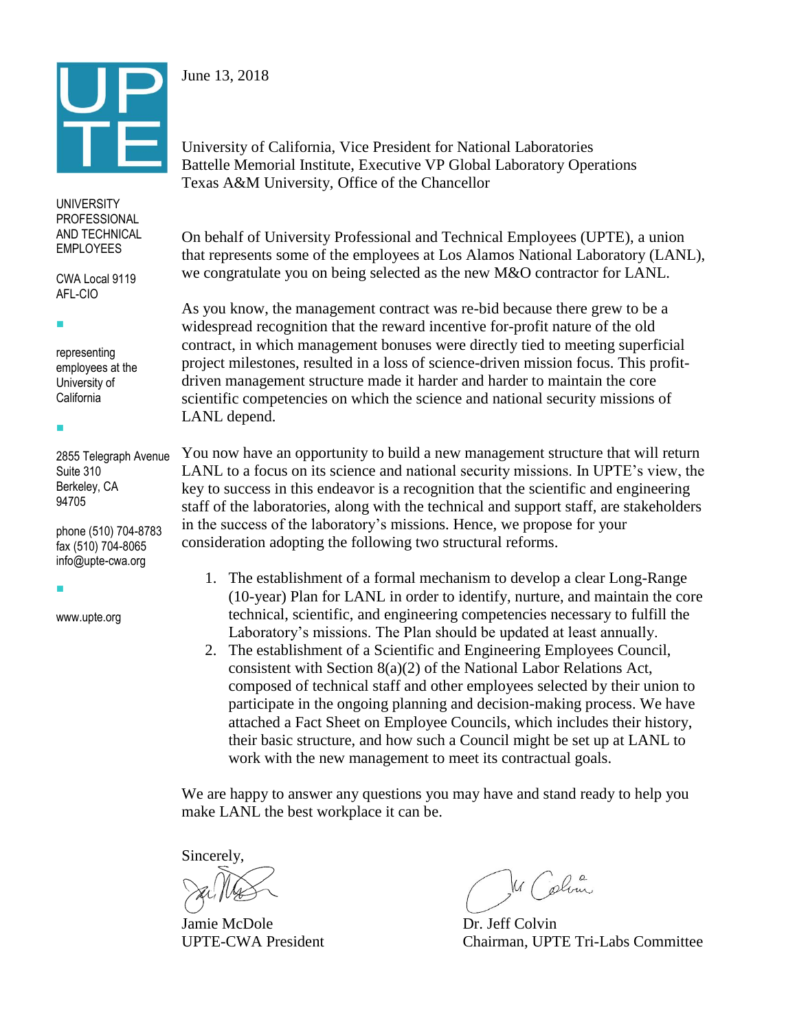UPTE

UNIVERSITY PROFESSIONAL AND TECHNICAL EMPLOYEES

CWA Local 9119
AFL-CIO

representing employees at the University of California

2855 Telegraph Avenue
Suite 310
Berkeley, CA
94705

phone (510) 704-8783
fax (510) 704-8065
info@upte-cwa.org

www.upte.org

June 13, 2018

University of California, Vice President for National Laboratories
Battelle Memorial Institute, Executive VP Global Laboratory Operations
Texas A&M University, Office of the Chancellor

On behalf of University Professional and Technical Employees (UPTE), a union that represents some of the employees at Los Alamos National Laboratory (LANL), we congratulate you on being selected as the new M&O contractor for LANL.

As you know, the management contract was re-bid because there grew to be a widespread recognition that the reward incentive for-profit nature of the old contract, in which management bonuses were directly tied to meeting superficial project milestones, resulted in a loss of science-driven mission focus. This profit-driven management structure made it harder and harder to maintain the core scientific competencies on which the science and national security missions of LANL depend.

You now have an opportunity to build a new management structure that will return LANL to a focus on its science and national security missions. In UPTE's view, the key to success in this endeavor is a recognition that the scientific and engineering staff of the laboratories, along with the technical and support staff, are stakeholders in the success of the laboratory's missions. Hence, we propose for your consideration adopting the following two structural reforms.

1. The establishment of a formal mechanism to develop a clear Long-Range (10-year) Plan for LANL in order to identify, nurture, and maintain the core technical, scientific, and engineering competencies necessary to fulfill the Laboratory's missions. The Plan should be updated at least annually.
2. The establishment of a Scientific and Engineering Employees Council, consistent with Section 8(a)(2) of the National Labor Relations Act, composed of technical staff and other employees selected by their union to participate in the ongoing planning and decision-making process. We have attached a Fact Sheet on Employee Councils, which includes their history, their basic structure, and how such a Council might be set up at LANL to work with the new management to meet its contractual goals.

We are happy to answer any questions you may have and stand ready to help you make LANL the best workplace it can be.

Sincerely,

Jamie McDole
UPTE-CWA President

Dr. Jeff Colvin
Chairman, UPTE Tri-Labs Committee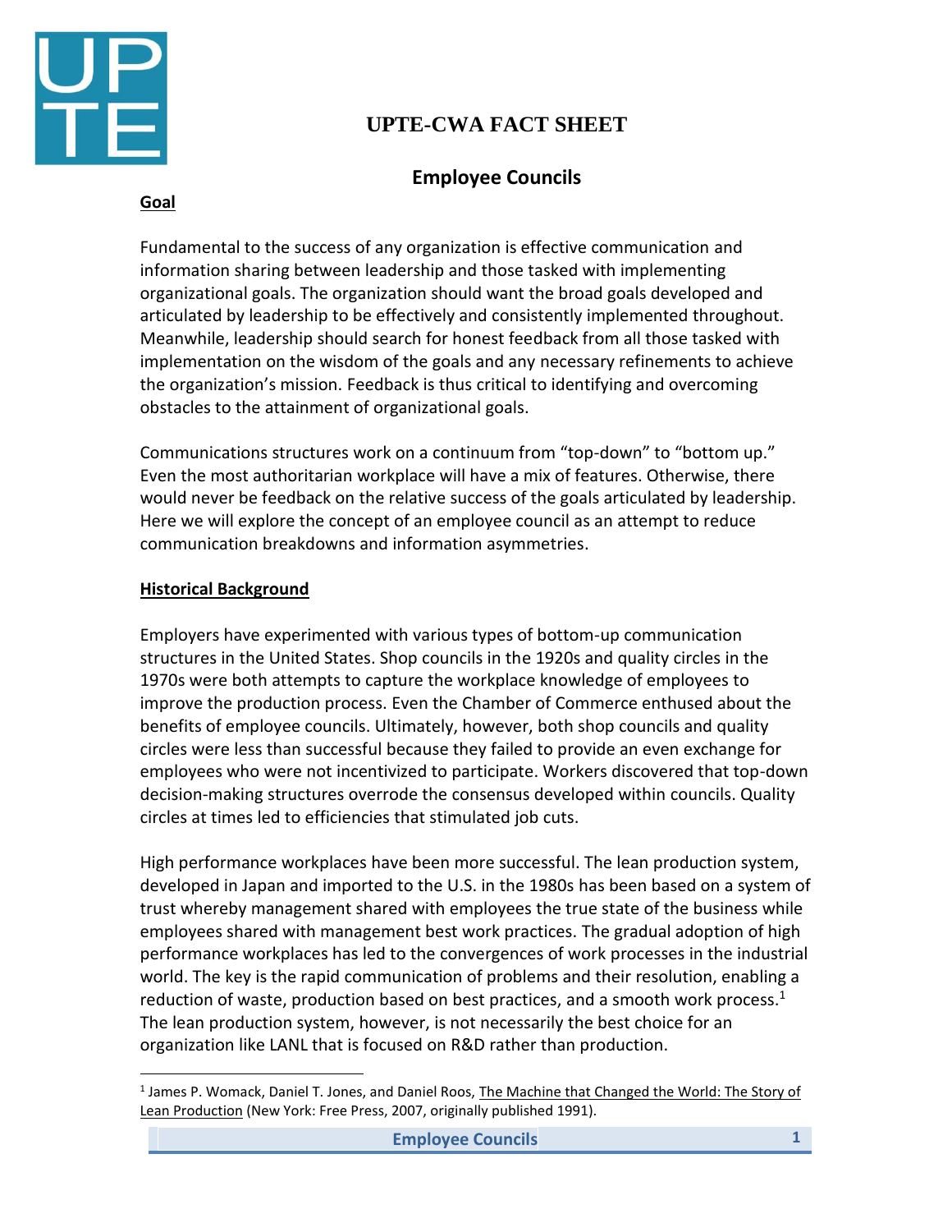# UPTE-CWA FACT SHEET

## Employee Councils

### Goal

Fundamental to the success of any organization is effective communication and information sharing between leadership and those tasked with implementing organizational goals. The organization should want the broad goals developed and articulated by leadership to be effectively and consistently implemented throughout. Meanwhile, leadership should search for honest feedback from all those tasked with implementation on the wisdom of the goals and any necessary refinements to achieve the organization's mission. Feedback is thus critical to identifying and overcoming obstacles to the attainment of organizational goals.

Communications structures work on a continuum from "top-down" to "bottom up." Even the most authoritarian workplace will have a mix of features. Otherwise, there would never be feedback on the relative success of the goals articulated by leadership. Here we will explore the concept of an employee council as an attempt to reduce communication breakdowns and information asymmetries.

### Historical Background

Employers have experimented with various types of bottom-up communication structures in the United States. Shop councils in the 1920s and quality circles in the 1970s were both attempts to capture the workplace knowledge of employees to improve the production process. Even the Chamber of Commerce enthused about the benefits of employee councils. Ultimately, however, both shop councils and quality circles were less than successful because they failed to provide an even exchange for employees who were not incentivized to participate. Workers discovered that top-down decision-making structures overrode the consensus developed within councils. Quality circles at times led to efficiencies that stimulated job cuts.

High performance workplaces have been more successful. The lean production system, developed in Japan and imported to the U.S. in the 1980s has been based on a system of trust whereby management shared with employees the true state of the business while employees shared with management best work practices. The gradual adoption of high performance workplaces has led to the convergences of work processes in the industrial world. The key is the rapid communication of problems and their resolution, enabling a reduction of waste, production based on best practices, and a smooth work process.[1] The lean production system, however, is not necessarily the best choice for an organization like LANL that is focused on R&D rather than production.

[1] James P. Womack, Daniel T. Jones, and Daniel Roos, The Machine that Changed the World: The Story of Lean Production (New York: Free Press, 2007, originally published 1991).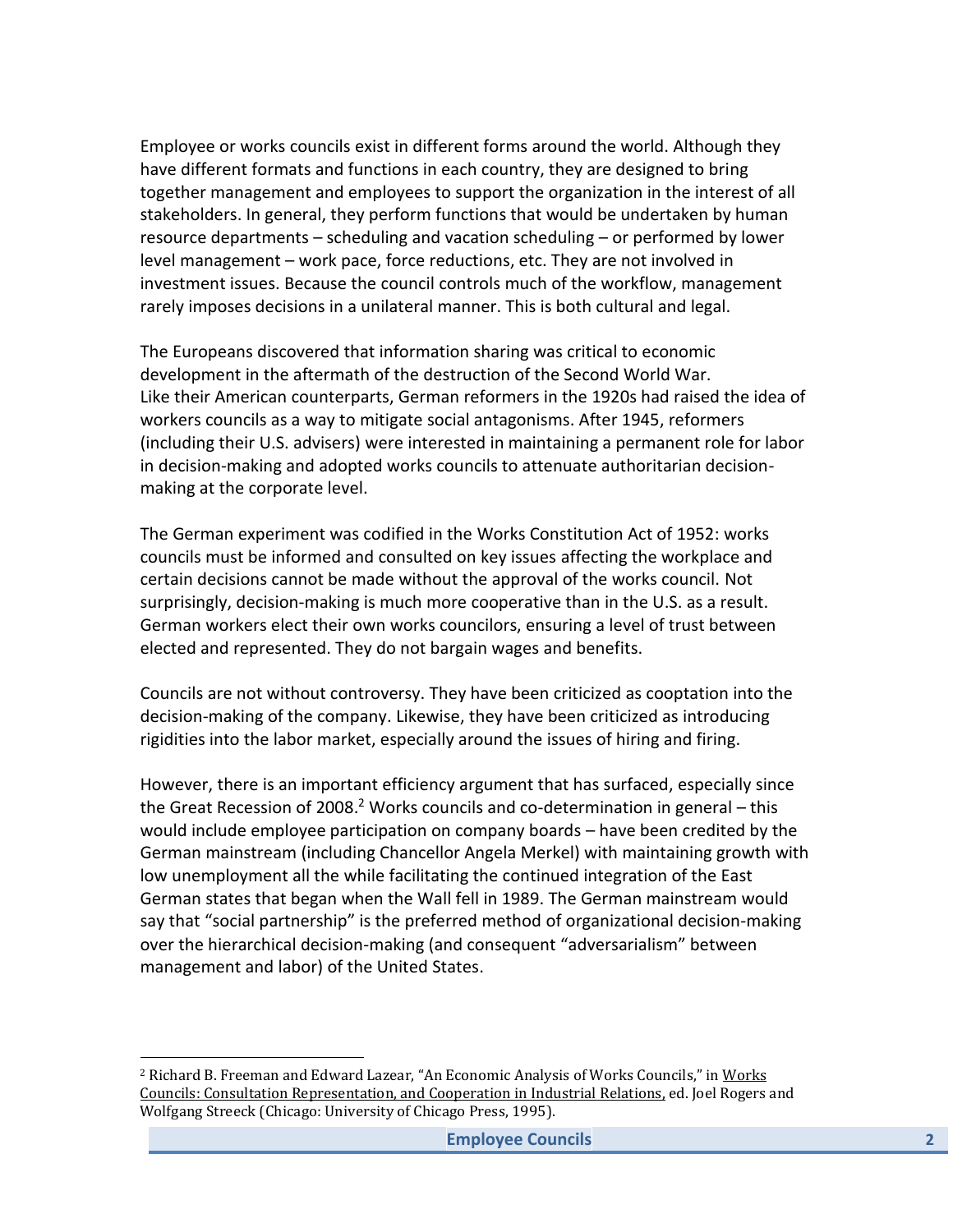Employee or works councils exist in different forms around the world. Although they have different formats and functions in each country, they are designed to bring together management and employees to support the organization in the interest of all stakeholders. In general, they perform functions that would be undertaken by human resource departments – scheduling and vacation scheduling – or performed by lower level management – work pace, force reductions, etc. They are not involved in investment issues. Because the council controls much of the workflow, management rarely imposes decisions in a unilateral manner. This is both cultural and legal.

The Europeans discovered that information sharing was critical to economic development in the aftermath of the destruction of the Second World War. Like their American counterparts, German reformers in the 1920s had raised the idea of workers councils as a way to mitigate social antagonisms. After 1945, reformers (including their U.S. advisers) were interested in maintaining a permanent role for labor in decision-making and adopted works councils to attenuate authoritarian decision-making at the corporate level.

The German experiment was codified in the Works Constitution Act of 1952: works councils must be informed and consulted on key issues affecting the workplace and certain decisions cannot be made without the approval of the works council. Not surprisingly, decision-making is much more cooperative than in the U.S. as a result. German workers elect their own works councilors, ensuring a level of trust between elected and represented. They do not bargain wages and benefits.

Councils are not without controversy. They have been criticized as cooptation into the decision-making of the company. Likewise, they have been criticized as introducing rigidities into the labor market, especially around the issues of hiring and firing.

However, there is an important efficiency argument that has surfaced, especially since the Great Recession of 2008.[2] Works councils and co-determination in general – this would include employee participation on company boards – have been credited by the German mainstream (including Chancellor Angela Merkel) with maintaining growth with low unemployment all the while facilitating the continued integration of the East German states that began when the Wall fell in 1989. The German mainstream would say that "social partnership" is the preferred method of organizational decision-making over the hierarchical decision-making (and consequent "adversarialism" between management and labor) of the United States.

---

[2] Richard B. Freeman and Edward Lazear, "An Economic Analysis of Works Councils," in Works Councils: Consultation Representation, and Cooperation in Industrial Relations, ed. Joel Rogers and Wolfgang Streeck (Chicago: University of Chicago Press, 1995).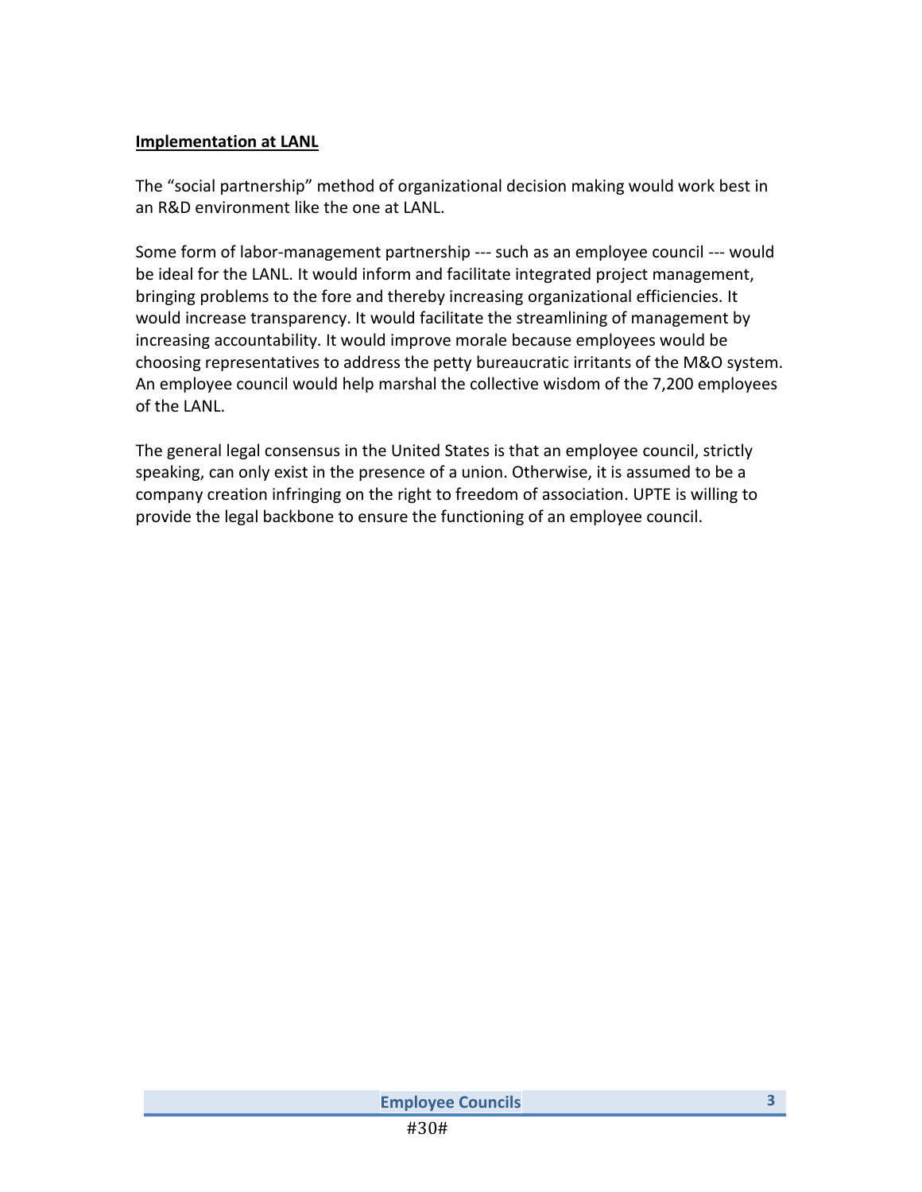**Implementation at LANL**

The "social partnership" method of organizational decision making would work best in an R&D environment like the one at LANL.

Some form of labor-management partnership --- such as an employee council --- would be ideal for the LANL. It would inform and facilitate integrated project management, bringing problems to the fore and thereby increasing organizational efficiencies. It would increase transparency. It would facilitate the streamlining of management by increasing accountability. It would improve morale because employees would be choosing representatives to address the petty bureaucratic irritants of the M&O system. An employee council would help marshal the collective wisdom of the 7,200 employees of the LANL.

The general legal consensus in the United States is that an employee council, strictly speaking, can only exist in the presence of a union. Otherwise, it is assumed to be a company creation infringing on the right to freedom of association. UPTE is willing to provide the legal backbone to ensure the functioning of an employee council.

#30#